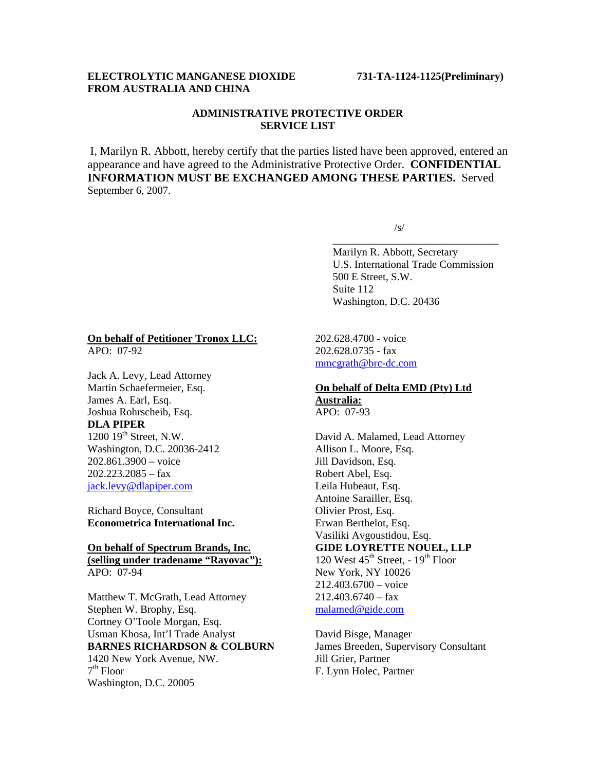**ELECTROLYTIC MANGANESE DIOXIDE FROM AUSTRALIA AND CHINA**

**731-TA-1124-1125(Preliminary)**

**ADMINISTRATIVE PROTECTIVE ORDER SERVICE LIST**

I, Marilyn R. Abbott, hereby certify that the parties listed have been approved, entered an appearance and have agreed to the Administrative Protective Order. **CONFIDENTIAL INFORMATION MUST BE EXCHANGED AMONG THESE PARTIES.** Served September 6, 2007.

/s/

\_\_\_\_\_\_\_\_\_\_\_\_\_\_\_\_\_\_\_\_\_\_\_\_\_\_\_\_\_\_\_\_

Marilyn R. Abbott, Secretary
U.S. International Trade Commission
500 E Street, S.W.
Suite 112
Washington, D.C. 20436

**On behalf of Petitioner Tronox LLC:**
APO: 07-92

Jack A. Levy, Lead Attorney
Martin Schaefermeier, Esq.
James A. Earl, Esq.
Joshua Rohrscheib, Esq.
**DLA PIPER**
1200 19th Street, N.W.
Washington, D.C. 20036-2412
202.861.3900 – voice
202.223.2085 – fax
jack.levy@dlapiper.com

Richard Boyce, Consultant
**Econometrica International Inc.**

**On behalf of Spectrum Brands, Inc. (selling under tradename "Rayovac"):**
APO: 07-94

Matthew T. McGrath, Lead Attorney
Stephen W. Brophy, Esq.
Cortney O'Toole Morgan, Esq.
Usman Khosa, Int'l Trade Analyst
**BARNES RICHARDSON & COLBURN**
1420 New York Avenue, NW.
7th Floor
Washington, D.C. 20005
202.628.4700 - voice
202.628.0735 - fax
mmcgrath@brc-dc.com

**On behalf of Delta EMD (Pty) Ltd Australia:**
APO: 07-93

David A. Malamed, Lead Attorney
Allison L. Moore, Esq.
Jill Davidson, Esq.
Robert Abel, Esq.
Leila Hubeaut, Esq.
Antoine Sarailler, Esq.
Olivier Prost, Esq.
Erwan Berthelot, Esq.
Vasiliki Avgoustidou, Esq.
**GIDE LOYRETTE NOUEL, LLP**
120 West 45th Street, - 19th Floor
New York, NY 10026
212.403.6700 – voice
212.403.6740 – fax
malamed@gide.com

David Bisge, Manager
James Breeden, Supervisory Consultant
Jill Grier, Partner
F. Lynn Holec, Partner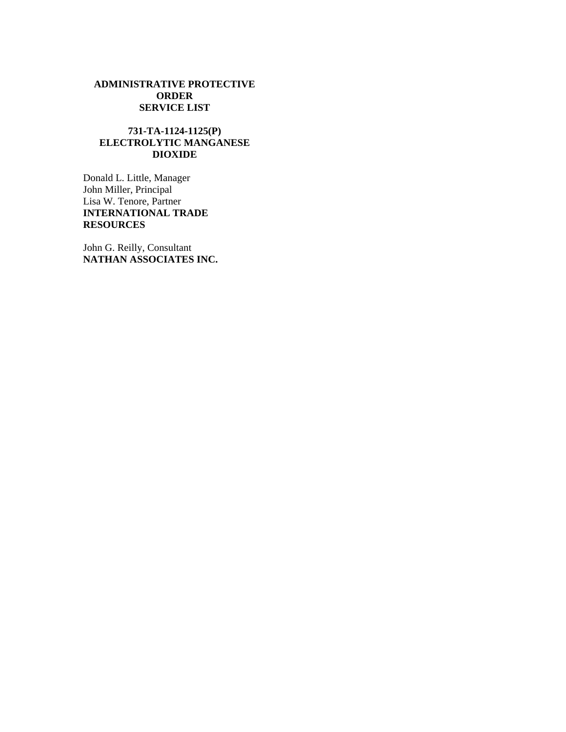**ADMINISTRATIVE PROTECTIVE ORDER SERVICE LIST**

**731-TA-1124-1125(P) ELECTROLYTIC MANGANESE DIOXIDE**

Donald L. Little, Manager
John Miller, Principal
Lisa W. Tenore, Partner
**INTERNATIONAL TRADE RESOURCES**

John G. Reilly, Consultant
**NATHAN ASSOCIATES INC.**